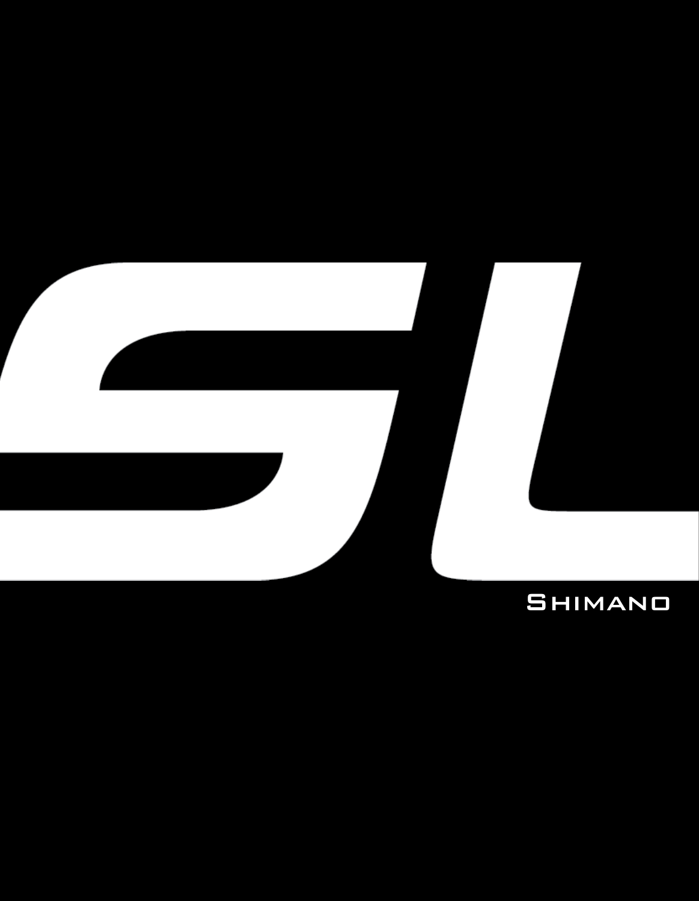# SL

Shimano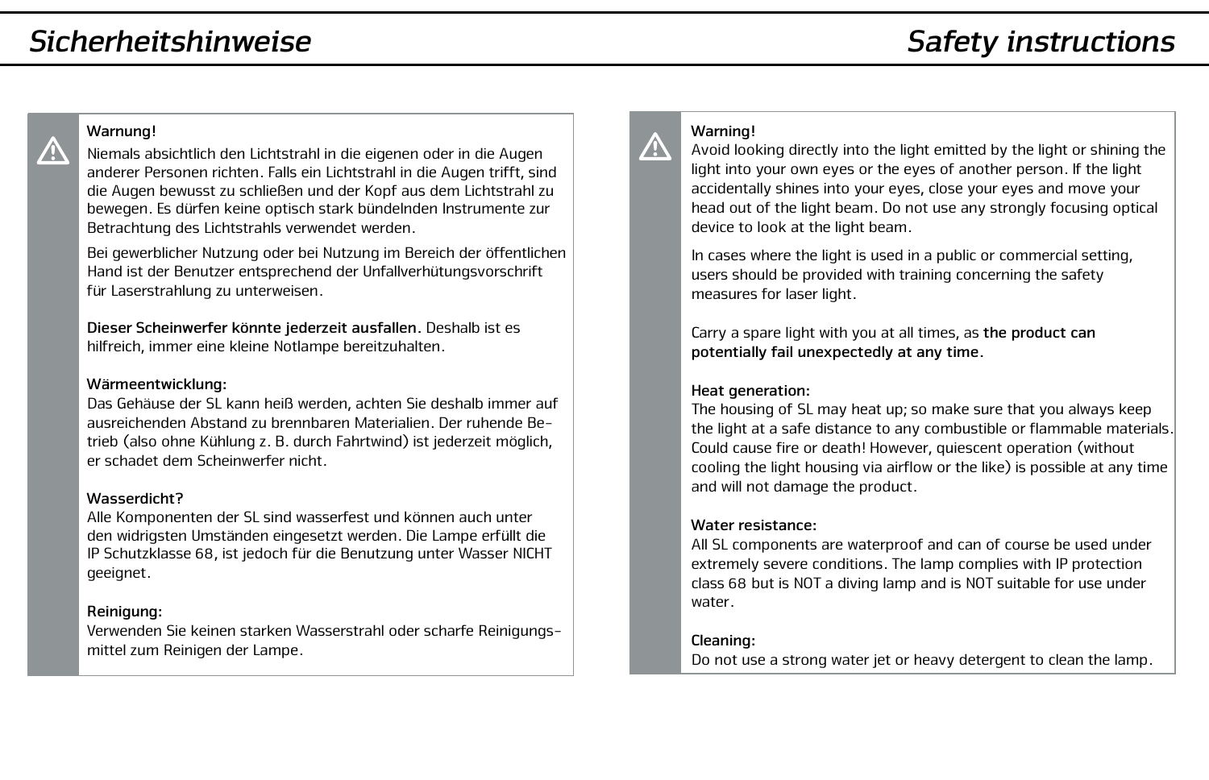# Sicherheitshinweise

**Warnung!**

Niemals absichtlich den Lichtstrahl in die eigenen oder in die Augen anderer Personen richten. Falls ein Lichtstrahl in die Augen trifft, sind die Augen bewusst zu schließen und der Kopf aus dem Lichtstrahl zu bewegen. Es dürfen keine optisch stark bündelnden Instrumente zur Betrachtung des Lichtstrahls verwendet werden.

Bei gewerblicher Nutzung oder bei Nutzung im Bereich der öffentlichen Hand ist der Benutzer entsprechend der Unfallverhütungsvorschrift für Laserstrahlung zu unterweisen.

**Dieser Scheinwerfer könnte jederzeit ausfallen.** Deshalb ist es hilfreich, immer eine kleine Notlampe bereitzuhalten.

**Wärmeentwicklung:**
Das Gehäuse der SL kann heiß werden, achten Sie deshalb immer auf ausreichenden Abstand zu brennbaren Materialien. Der ruhende Betrieb (also ohne Kühlung z. B. durch Fahrtwind) ist jederzeit möglich, er schadet dem Scheinwerfer nicht.

**Wasserdicht?**
Alle Komponenten der SL sind wasserfest und können auch unter den widrigsten Umständen eingesetzt werden. Die Lampe erfüllt die IP Schutzklasse 68, ist jedoch für die Benutzung unter Wasser NICHT geeignet.

**Reinigung:**
Verwenden Sie keinen starken Wasserstrahl oder scharfe Reinigungsmittel zum Reinigen der Lampe.

# Safety instructions

**Warning!**
Avoid looking directly into the light emitted by the light or shining the light into your own eyes or the eyes of another person. If the light accidentally shines into your eyes, close your eyes and move your head out of the light beam. Do not use any strongly focusing optical device to look at the light beam.

In cases where the light is used in a public or commercial setting, users should be provided with training concerning the safety measures for laser light.

Carry a spare light with you at all times, as **the product can potentially fail unexpectedly at any time**.

**Heat generation:**
The housing of SL may heat up; so make sure that you always keep the light at a safe distance to any combustible or flammable materials. Could cause fire or death! However, quiescent operation (without cooling the light housing via airflow or the like) is possible at any time and will not damage the product.

**Water resistance:**
All SL components are waterproof and can of course be used under extremely severe conditions. The lamp complies with IP protection class 68 but is NOT a diving lamp and is NOT suitable for use under water.

**Cleaning:**
Do not use a strong water jet or heavy detergent to clean the lamp.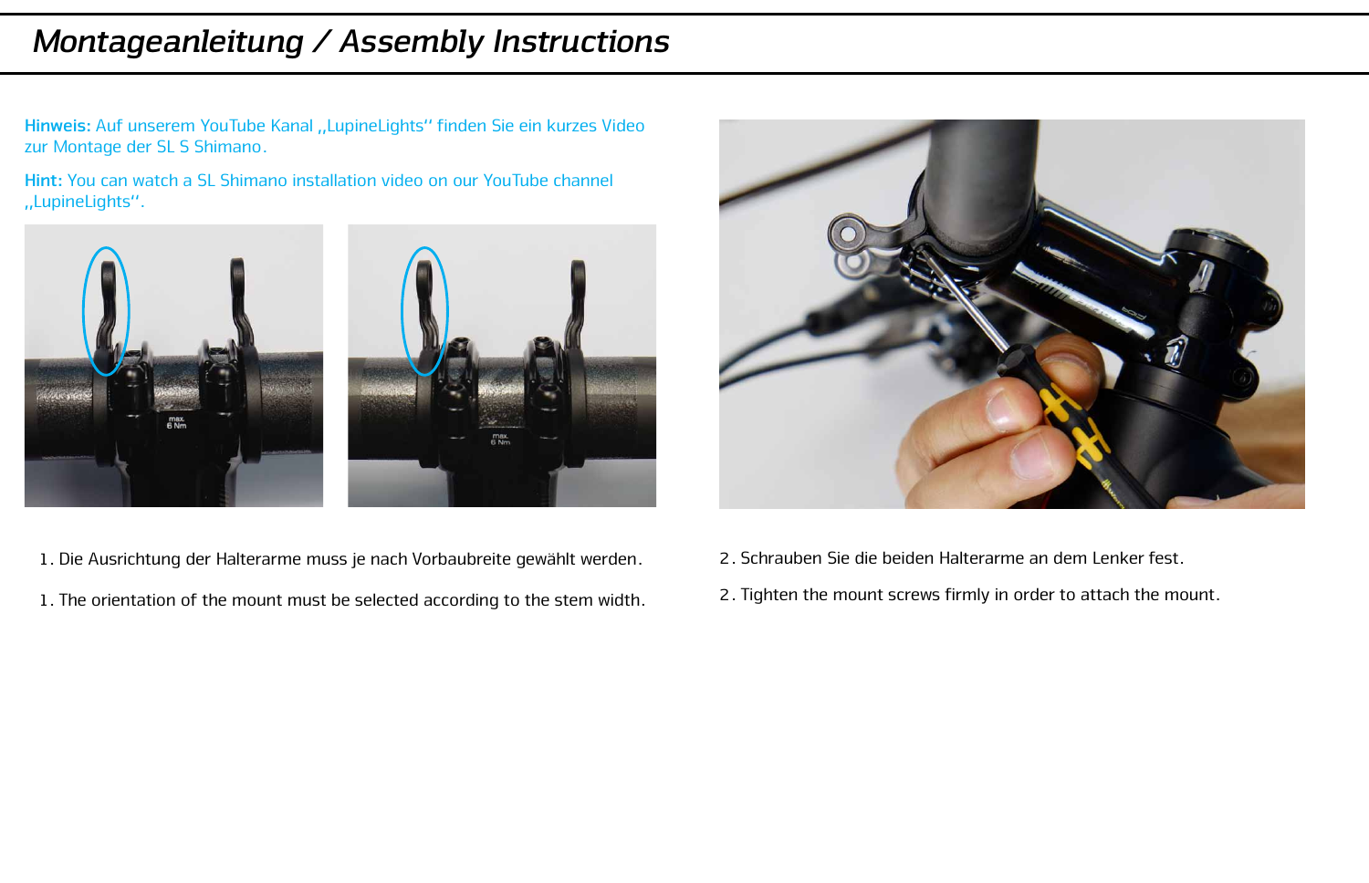# *Montageanleitung / Assembly Instructions*

**Hinweis:** Auf unserem YouTube Kanal „LupineLights" finden Sie ein kurzes Video zur Montage der SL S Shimano.

**Hint:** You can watch a SL Shimano installation video on our YouTube channel „LupineLights".

1. Die Ausrichtung der Halterarme muss je nach Vorbaubreite gewählt werden.

1. The orientation of the mount must be selected according to the stem width.

2. Schrauben Sie die beiden Halterarme an dem Lenker fest.

2. Tighten the mount screws firmly in order to attach the mount.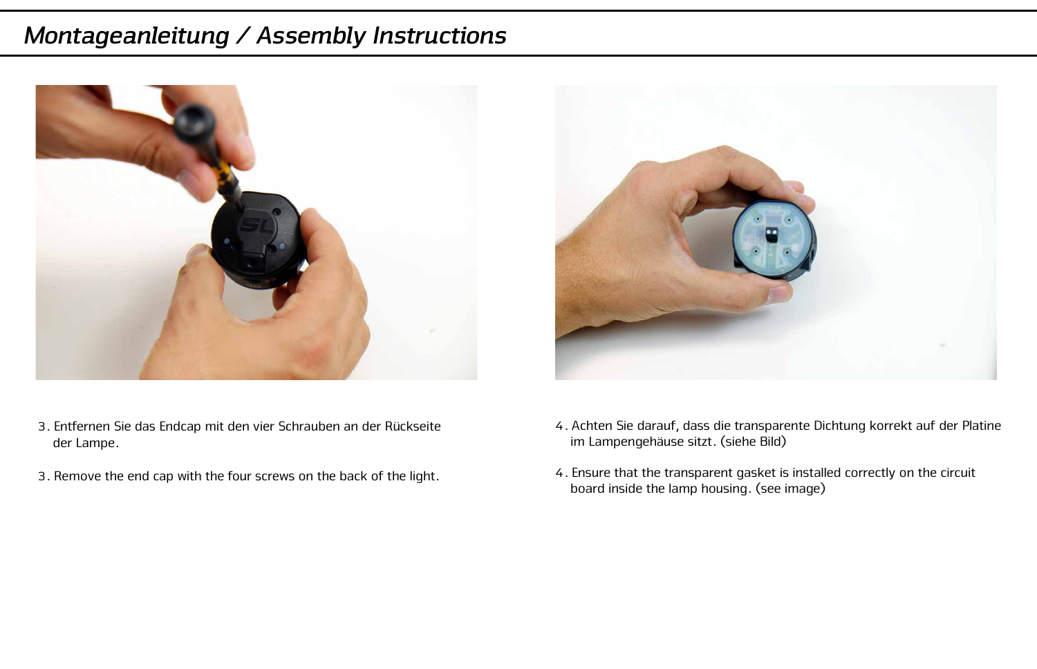# Montageanleitung / Assembly Instructions

3. Entfernen Sie das Endcap mit den vier Schrauben an der Rückseite der Lampe.

3. Remove the end cap with the four screws on the back of the light.

4. Achten Sie darauf, dass die transparente Dichtung korrekt auf der Platine im Lampengehäuse sitzt. (siehe Bild)

4. Ensure that the transparent gasket is installed correctly on the circuit board inside the lamp housing. (see image)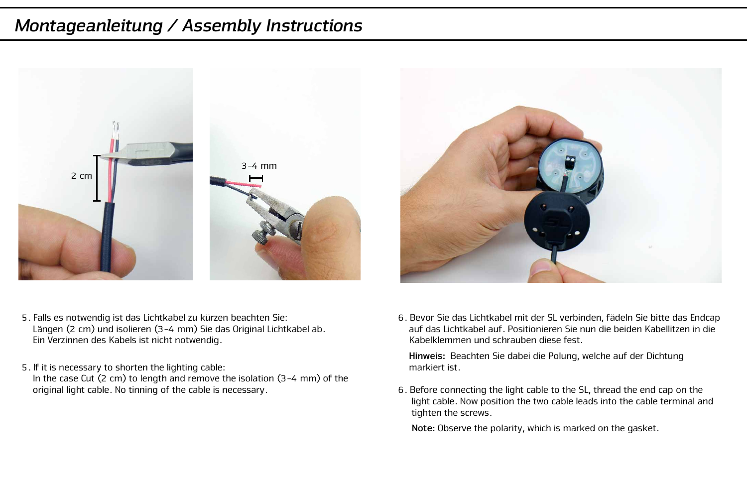# *Montageanleitung / Assembly Instructions*

5. Falls es notwendig ist das Lichtkabel zu kürzen beachten Sie:
   Längen (2 cm) und isolieren (3-4 mm) Sie das Original Lichtkabel ab.
   Ein Verzinnen des Kabels ist nicht notwendig.

5. If it is necessary to shorten the lighting cable:
   In the case Cut (2 cm) to length and remove the isolation (3-4 mm) of the original light cable. No tinning of the cable is necessary.

6. Bevor Sie das Lichtkabel mit der SL verbinden, fädeln Sie bitte das Endcap auf das Lichtkabel auf. Positionieren Sie nun die beiden Kabellitzen in die Kabelklemmen und schrauben diese fest.

   **Hinweis:** Beachten Sie dabei die Polung, welche auf der Dichtung markiert ist.

6. Before connecting the light cable to the SL, thread the end cap on the light cable. Now position the two cable leads into the cable terminal and tighten the screws.

   **Note:** Observe the polarity, which is marked on the gasket.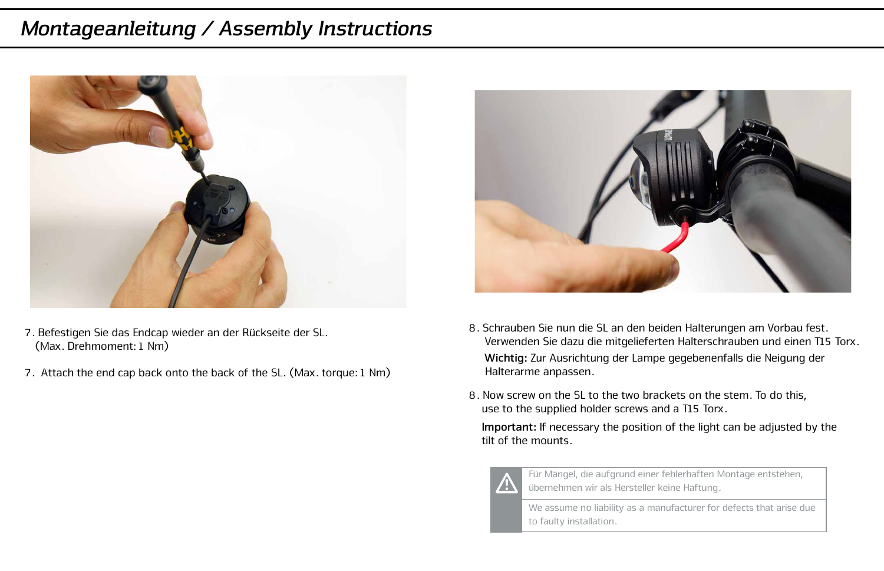# Montageanleitung / Assembly Instructions

7. Befestigen Sie das Endcap wieder an der Rückseite der SL. (Max. Drehmoment: 1 Nm)

7. Attach the end cap back onto the back of the SL. (Max. torque: 1 Nm)

8. Schrauben Sie nun die SL an den beiden Halterungen am Vorbau fest. Verwenden Sie dazu die mitgelieferten Halterschrauben und einen T15 Torx.

   **Wichtig:** Zur Ausrichtung der Lampe gegebenenfalls die Neigung der Halterarme anpassen.

8. Now screw on the SL to the two brackets on the stem. To do this, use to the supplied holder screws and a T15 Torx.

   **Important:** If necessary the position of the light can be adjusted by the tilt of the mounts.

> ⚠ Für Mängel, die aufgrund einer fehlerhaften Montage entstehen, übernehmen wir als Hersteller keine Haftung.
>
> We assume no liability as a manufacturer for defects that arise due to faulty installation.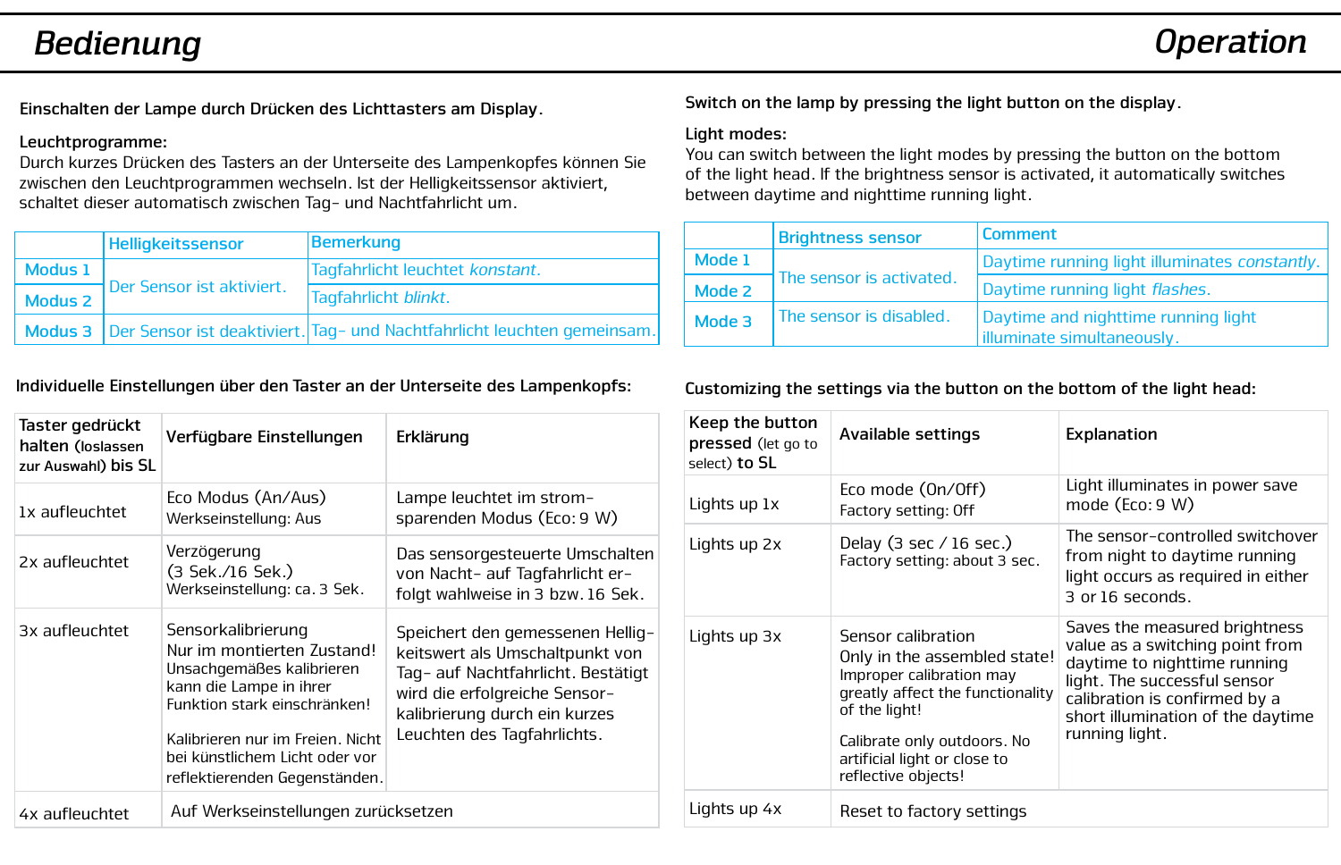# Bedienung

**Einschalten der Lampe durch Drücken des Lichttasters am Display.**

**Leuchtprogramme:**
Durch kurzes Drücken des Tasters an der Unterseite des Lampenkopfes können Sie zwischen den Leuchtprogrammen wechseln. Ist der Helligkeitssensor aktiviert, schaltet dieser automatisch zwischen Tag- und Nachtfahrlicht um.

| | Helligkeitssensor | Bemerkung |
|---|---|---|
| Modus 1 | Der Sensor ist aktiviert. | Tagfahrlicht leuchtet *konstant*. |
| Modus 2 | | Tagfahrlicht *blinkt*. |
| Modus 3 | Der Sensor ist deaktiviert. | Tag- und Nachtfahrlicht leuchten gemeinsam. |

**Individuelle Einstellungen über den Taster an der Unterseite des Lampenkopfs:**

| Taster gedrückt halten (loslassen zur Auswahl) bis SL | Verfügbare Einstellungen | Erklärung |
|---|---|---|
| 1x aufleuchtet | Eco Modus (An/Aus)<br>Werkseinstellung: Aus | Lampe leuchtet im stromsparenden Modus (Eco: 9 W) |
| 2x aufleuchtet | Verzögerung<br>(3 Sek./16 Sek.)<br>Werkseinstellung: ca. 3 Sek. | Das sensorgesteuerte Umschalten von Nacht- auf Tagfahrlicht erfolgt wahlweise in 3 bzw. 16 Sek. |
| 3x aufleuchtet | Sensorkalibrierung<br>Nur im montierten Zustand!<br>Unsachgemäßes kalibrieren kann die Lampe in ihrer Funktion stark einschränken!<br><br>Kalibrieren nur im Freien. Nicht bei künstlichem Licht oder vor reflektierenden Gegenständen. | Speichert den gemessenen Helligkeitswert als Umschaltpunkt von Tag- auf Nachtfahrlicht. Bestätigt wird die erfolgreiche Sensorkalibrierung durch ein kurzes Leuchten des Tagfahrlichts. |
| 4x aufleuchtet | Auf Werkseinstellungen zurücksetzen | |

# Operation

**Switch on the lamp by pressing the light button on the display.**

**Light modes:**
You can switch between the light modes by pressing the button on the bottom of the light head. If the brightness sensor is activated, it automatically switches between daytime and nighttime running light.

| | Brightness sensor | Comment |
|---|---|---|
| Mode 1 | The sensor is activated. | Daytime running light illuminates *constantly*. |
| Mode 2 | | Daytime running light *flashes*. |
| Mode 3 | The sensor is disabled. | Daytime and nighttime running light illuminate simultaneously. |

**Customizing the settings via the button on the bottom of the light head:**

| Keep the button pressed (let go to select) to SL | Available settings | Explanation |
|---|---|---|
| Lights up 1x | Eco mode (On/Off)<br>Factory setting: Off | Light illuminates in power save mode (Eco: 9 W) |
| Lights up 2x | Delay (3 sec / 16 sec.)<br>Factory setting: about 3 sec. | The sensor-controlled switchover from night to daytime running light occurs as required in either 3 or 16 seconds. |
| Lights up 3x | Sensor calibration<br>Only in the assembled state!<br>Improper calibration may greatly affect the functionality of the light!<br><br>Calibrate only outdoors. No artificial light or close to reflective objects! | Saves the measured brightness value as a switching point from daytime to nighttime running light. The successful sensor calibration is confirmed by a short illumination of the daytime running light. |
| Lights up 4x | Reset to factory settings | |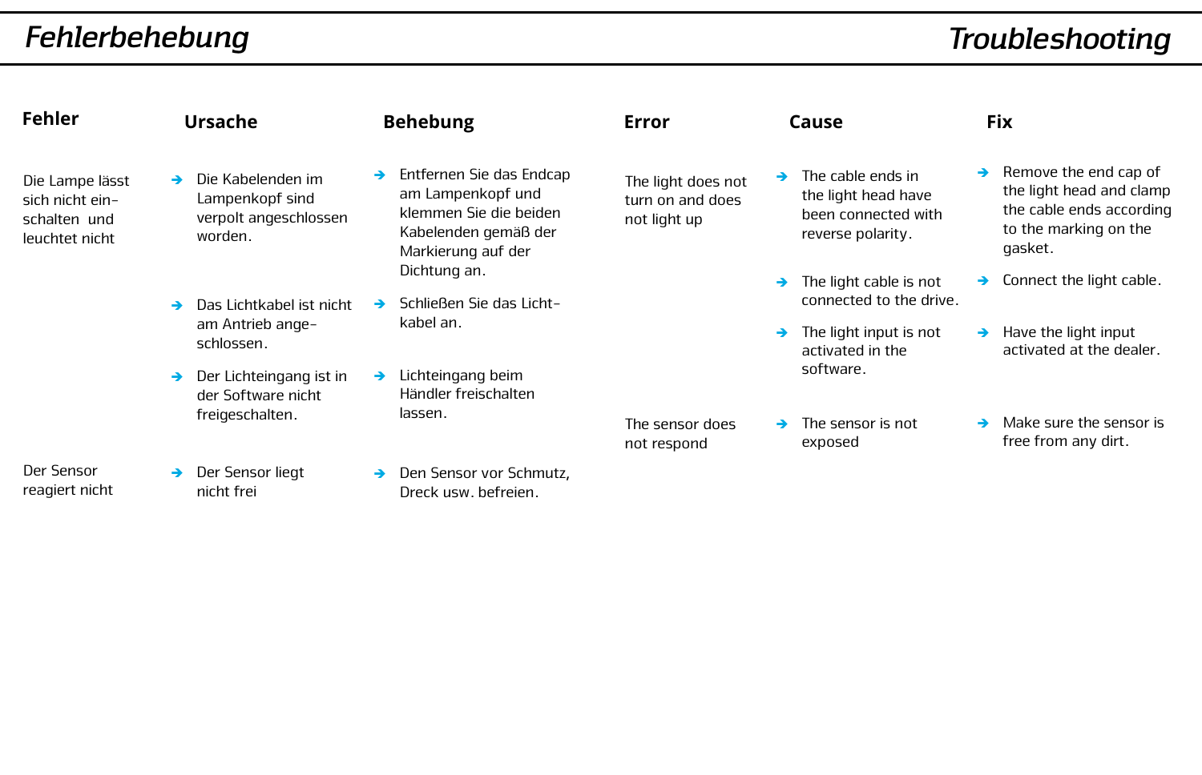# Fehlerbehebung

| Fehler | Ursache | Behebung |
| --- | --- | --- |
| Die Lampe lässt sich nicht einschalten und leuchtet nicht | ➔ Die Kabelenden im Lampenkopf sind verpolt angeschlossen worden. | ➔ Entfernen Sie das Endcap am Lampenkopf und klemmen Sie die beiden Kabelenden gemäß der Markierung auf der Dichtung an. |
| | ➔ Das Lichtkabel ist nicht am Antrieb angeschlossen. | ➔ Schließen Sie das Lichtkabel an. |
| | ➔ Der Lichteingang ist in der Software nicht freigeschalten. | ➔ Lichteingang beim Händler freischalten lassen. |
| Der Sensor reagiert nicht | ➔ Der Sensor liegt nicht frei | ➔ Den Sensor vor Schmutz, Dreck usw. befreien. |

# Troubleshooting

| Error | Cause | Fix |
| --- | --- | --- |
| The light does not turn on and does not light up | ➔ The cable ends in the light head have been connected with reverse polarity. | ➔ Remove the end cap of the light head and clamp the cable ends according to the marking on the gasket. |
| | ➔ The light cable is not connected to the drive. | ➔ Connect the light cable. |
| | ➔ The light input is not activated in the software. | ➔ Have the light input activated at the dealer. |
| The sensor does not respond | ➔ The sensor is not exposed | ➔ Make sure the sensor is free from any dirt. |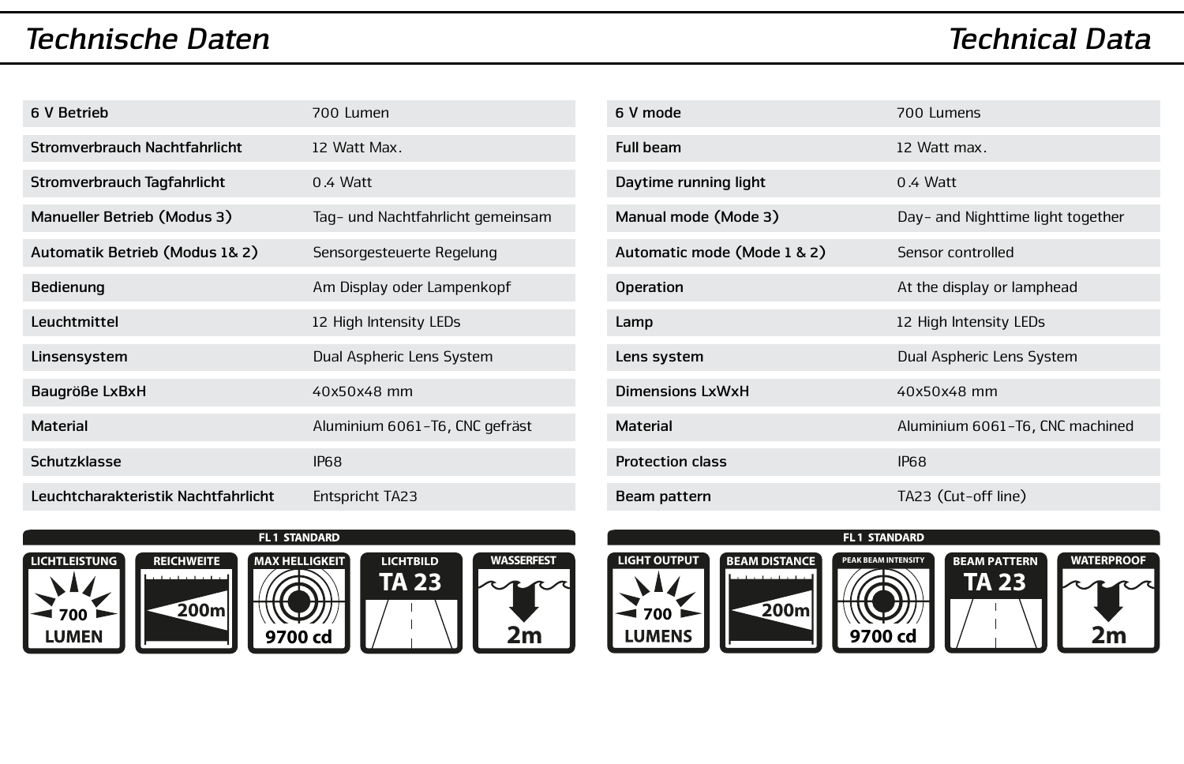# Technische Daten

| | |
|---|---|
| **6 V Betrieb** | 700 Lumen |
| **Stromverbrauch Nachtfahrlicht** | 12 Watt Max. |
| **Stromverbrauch Tagfahrlicht** | 0.4 Watt |
| **Manueller Betrieb (Modus 3)** | Tag- und Nachtfahrlicht gemeinsam |
| **Automatik Betrieb (Modus 1& 2)** | Sensorgesteuerte Regelung |
| **Bedienung** | Am Display oder Lampenkopf |
| **Leuchtmittel** | 12 High Intensity LEDs |
| **Linsensystem** | Dual Aspheric Lens System |
| **Baugröße LxBxH** | 40x50x48 mm |
| **Material** | Aluminium 6061-T6, CNC gefräst |
| **Schutzklasse** | IP68 |
| **Leuchtcharakteristik Nachtfahrlicht** | Entspricht TA23 |

**FL 1 STANDARD**

| LICHTLEISTUNG | REICHWEITE | MAX HELLIGKEIT | LICHTBILD | WASSERFEST |
|---|---|---|---|---|
| 700 LUMEN | 200m | 9700 cd | TA 23 | 2m |

# Technical Data

| | |
|---|---|
| **6 V mode** | 700 Lumens |
| **Full beam** | 12 Watt max. |
| **Daytime running light** | 0.4 Watt |
| **Manual mode (Mode 3)** | Day- and Nighttime light together |
| **Automatic mode (Mode 1 & 2)** | Sensor controlled |
| **Operation** | At the display or lamphead |
| **Lamp** | 12 High Intensity LEDs |
| **Lens system** | Dual Aspheric Lens System |
| **Dimensions LxWxH** | 40x50x48 mm |
| **Material** | Aluminium 6061-T6, CNC machined |
| **Protection class** | IP68 |
| **Beam pattern** | TA23 (Cut-off line) |

**FL 1 STANDARD**

| LIGHT OUTPUT | BEAM DISTANCE | PEAK BEAM INTENSITY | BEAM PATTERN | WATERPROOF |
|---|---|---|---|---|
| 700 LUMENS | 200m | 9700 cd | TA 23 | 2m |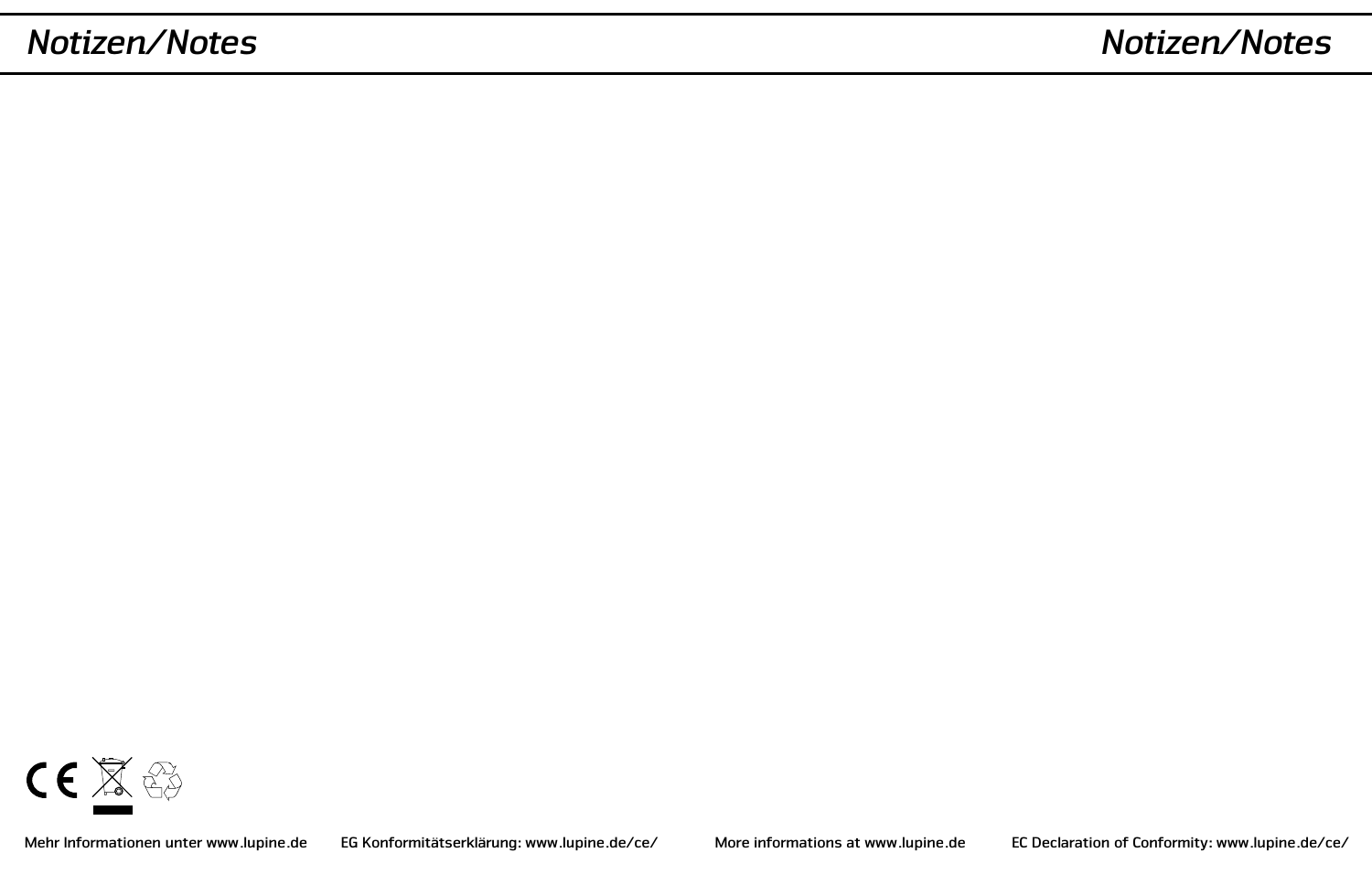# *Notizen/Notes*

# *Notizen/Notes*

Mehr Informationen unter www.lupine.de EG Konformitätserklärung: www.lupine.de/ce/

More informations at www.lupine.de EC Declaration of Conformity: www.lupine.de/ce/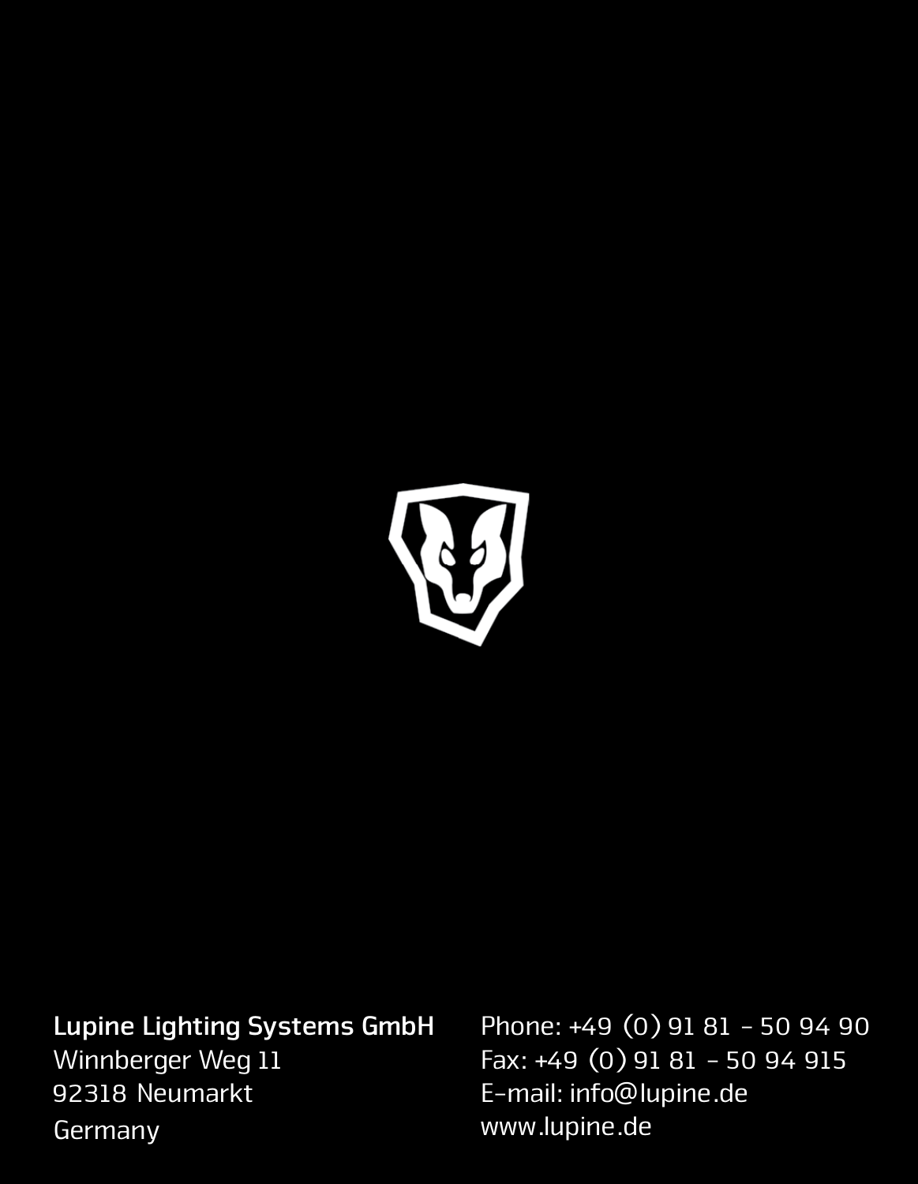**Lupine Lighting Systems GmbH**
Winnberger Weg 11
92318 Neumarkt
Germany

Phone: +49 (0) 91 81 - 50 94 90
Fax: +49 (0) 91 81 - 50 94 915
E-mail: info@lupine.de
www.lupine.de